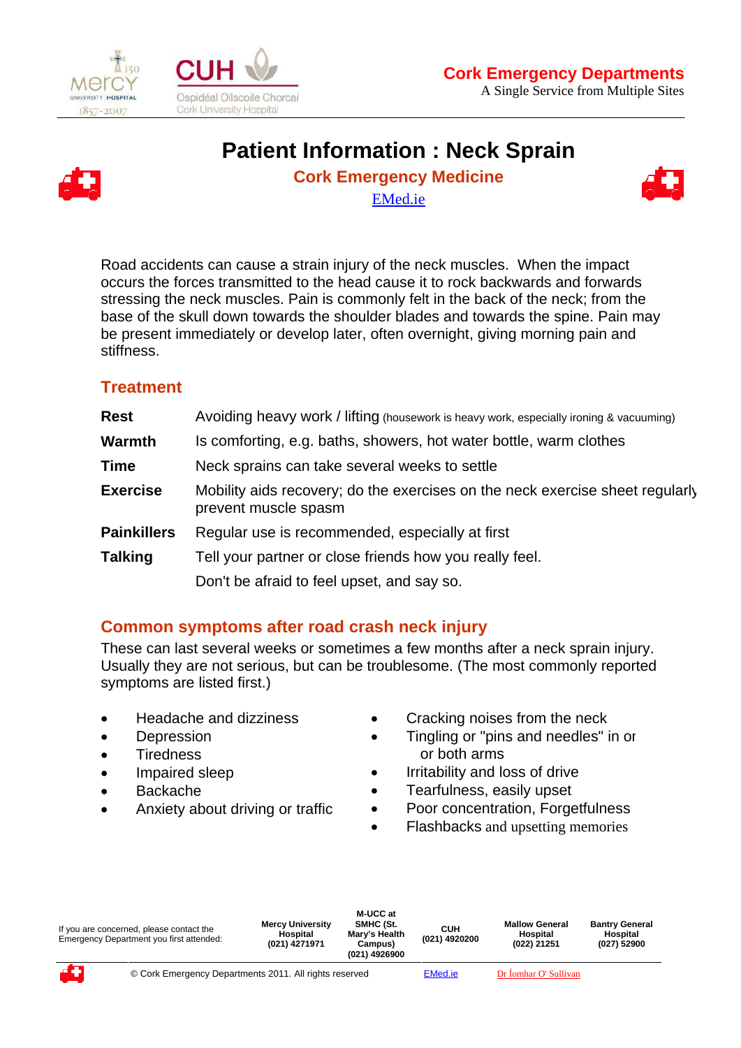Cork Emergency Departments
A Single Service from Multiple Sites

# Patient Information : Neck Sprain

## Cork Emergency Medicine

EMed.ie

Road accidents can cause a strain injury of the neck muscles. When the impact occurs the forces transmitted to the head cause it to rock backwards and forwards stressing the neck muscles. Pain is commonly felt in the back of the neck; from the base of the skull down towards the shoulder blades and towards the spine. Pain may be present immediately or develop later, often overnight, giving morning pain and stiffness.

## Treatment

| | |
|---|---|
| **Rest** | Avoiding heavy work / lifting (housework is heavy work, especially ironing & vacuuming) |
| **Warmth** | Is comforting, e.g. baths, showers, hot water bottle, warm clothes |
| **Time** | Neck sprains can take several weeks to settle |
| **Exercise** | Mobility aids recovery; do the exercises on the neck exercise sheet regularly prevent muscle spasm |
| **Painkillers** | Regular use is recommended, especially at first |
| **Talking** | Tell your partner or close friends how you really feel. Don't be afraid to feel upset, and say so. |

## Common symptoms after road crash neck injury

These can last several weeks or sometimes a few months after a neck sprain injury. Usually they are not serious, but can be troublesome. (The most commonly reported symptoms are listed first.)

- Headache and dizziness
- Depression
- Tiredness
- Impaired sleep
- Backache
- Anxiety about driving or traffic
- Cracking noises from the neck
- Tingling or "pins and needles" in or both arms
- Irritability and loss of drive
- Tearfulness, easily upset
- Poor concentration, Forgetfulness
- Flashbacks and upsetting memories

| If you are concerned, please contact the Emergency Department you first attended: | Mercy University Hospital (021) 4271971 | M-UCC at SMHC (St. Mary's Health Campus) (021) 4926900 | CUH (021) 4920200 | Mallow General Hospital (022) 21251 | Bantry General Hospital (027) 52900 |
|---|---|---|---|---|---|

© Cork Emergency Departments 2011. All rights reserved   EMed.ie   Dr Íomhar O' Sullivan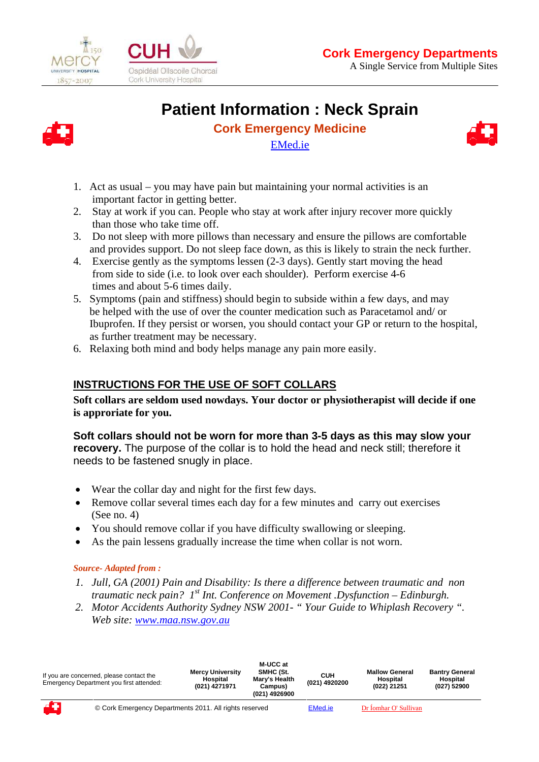Cork Emergency Departments
A Single Service from Multiple Sites

# Patient Information : Neck Sprain

## Cork Emergency Medicine

EMed.ie

1. Act as usual – you may have pain but maintaining your normal activities is an important factor in getting better.
2. Stay at work if you can. People who stay at work after injury recover more quickly than those who take time off.
3. Do not sleep with more pillows than necessary and ensure the pillows are comfortable and provides support. Do not sleep face down, as this is likely to strain the neck further.
4. Exercise gently as the symptoms lessen (2-3 days). Gently start moving the head from side to side (i.e. to look over each shoulder). Perform exercise 4-6 times and about 5-6 times daily.
5. Symptoms (pain and stiffness) should begin to subside within a few days, and may be helped with the use of over the counter medication such as Paracetamol and/ or Ibuprofen. If they persist or worsen, you should contact your GP or return to the hospital, as further treatment may be necessary.
6. Relaxing both mind and body helps manage any pain more easily.

## INSTRUCTIONS FOR THE USE OF SOFT COLLARS

**Soft collars are seldom used nowdays. Your doctor or physiotherapist will decide if one is approriate for you.**

**Soft collars should not be worn for more than 3-5 days as this may slow your recovery.** The purpose of the collar is to hold the head and neck still; therefore it needs to be fastened snugly in place.

- Wear the collar day and night for the first few days.
- Remove collar several times each day for a few minutes and carry out exercises (See no. 4)
- You should remove collar if you have difficulty swallowing or sleeping.
- As the pain lessens gradually increase the time when collar is not worn.

***Source- Adapted from :***

1. *Jull, GA (2001) Pain and Disability: Is there a difference between traumatic and non traumatic neck pain? 1st Int. Conference on Movement .Dysfunction – Edinburgh.*
2. *Motor Accidents Authority Sydney NSW 2001- " Your Guide to Whiplash Recovery ". Web site: www.maa.nsw.gov.au*

| | | | | | |
|---|---|---|---|---|---|
| If you are concerned, please contact the Emergency Department you first attended: | **Mercy University Hospital (021) 4271971** | **M-UCC at SMHC (St. Mary's Health Campus) (021) 4926900** | **CUH (021) 4920200** | **Mallow General Hospital (022) 21251** | **Bantry General Hospital (027) 52900** |

© Cork Emergency Departments 2011. All rights reserved EMed.ie Dr Íomhar O' Sullivan